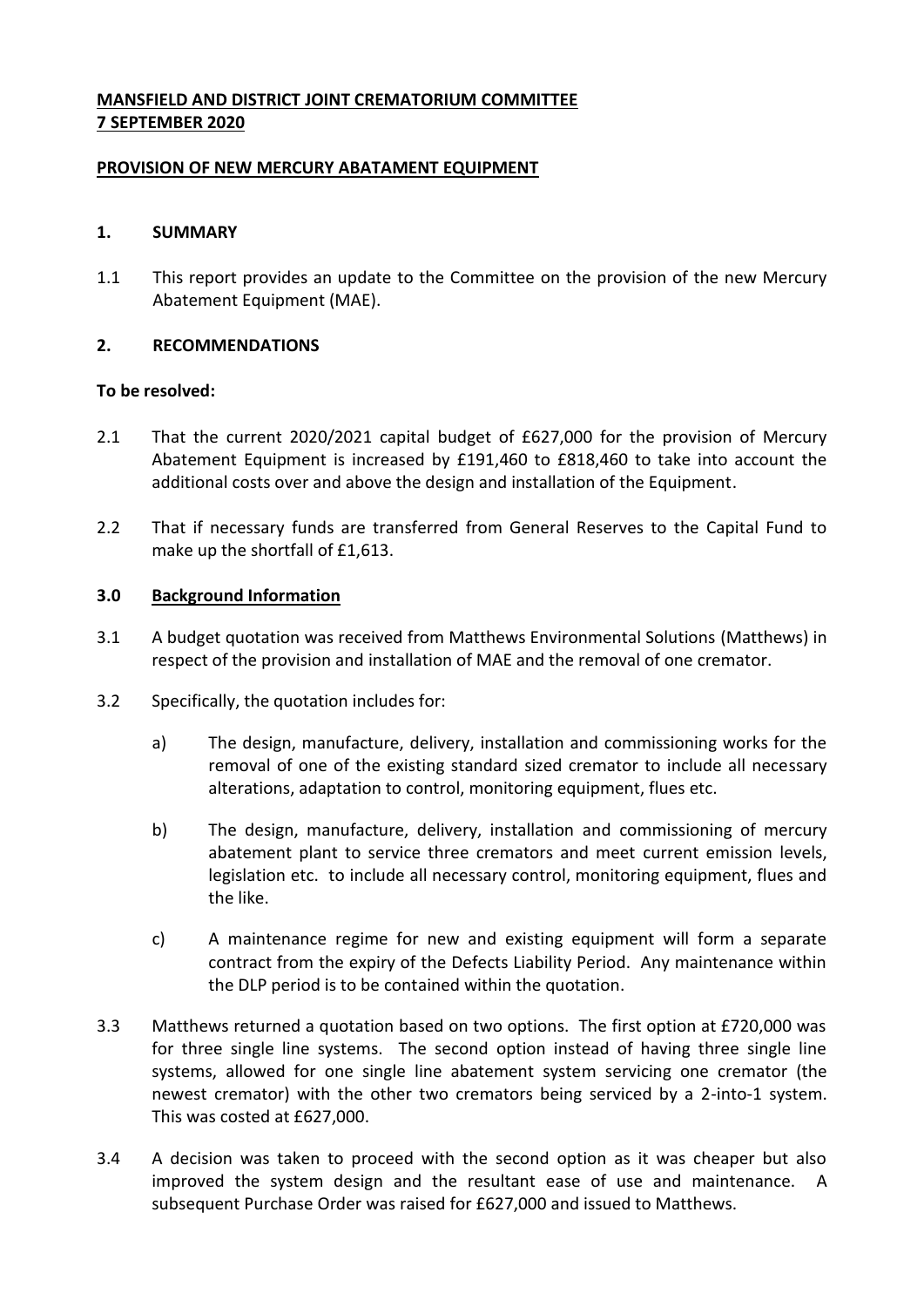**MANSFIELD AND DISTRICT JOINT CREMATORIUM COMMITTEE**
**7 SEPTEMBER 2020**

**PROVISION OF NEW MERCURY ABATAMENT EQUIPMENT**

## 1. SUMMARY

1.1 This report provides an update to the Committee on the provision of the new Mercury Abatement Equipment (MAE).

## 2. RECOMMENDATIONS

**To be resolved:**

2.1 That the current 2020/2021 capital budget of £627,000 for the provision of Mercury Abatement Equipment is increased by £191,460 to £818,460 to take into account the additional costs over and above the design and installation of the Equipment.

2.2 That if necessary funds are transferred from General Reserves to the Capital Fund to make up the shortfall of £1,613.

## 3.0 Background Information

3.1 A budget quotation was received from Matthews Environmental Solutions (Matthews) in respect of the provision and installation of MAE and the removal of one cremator.

3.2 Specifically, the quotation includes for:

a) The design, manufacture, delivery, installation and commissioning works for the removal of one of the existing standard sized cremator to include all necessary alterations, adaptation to control, monitoring equipment, flues etc.

b) The design, manufacture, delivery, installation and commissioning of mercury abatement plant to service three cremators and meet current emission levels, legislation etc. to include all necessary control, monitoring equipment, flues and the like.

c) A maintenance regime for new and existing equipment will form a separate contract from the expiry of the Defects Liability Period. Any maintenance within the DLP period is to be contained within the quotation.

3.3 Matthews returned a quotation based on two options. The first option at £720,000 was for three single line systems. The second option instead of having three single line systems, allowed for one single line abatement system servicing one cremator (the newest cremator) with the other two cremators being serviced by a 2-into-1 system. This was costed at £627,000.

3.4 A decision was taken to proceed with the second option as it was cheaper but also improved the system design and the resultant ease of use and maintenance. A subsequent Purchase Order was raised for £627,000 and issued to Matthews.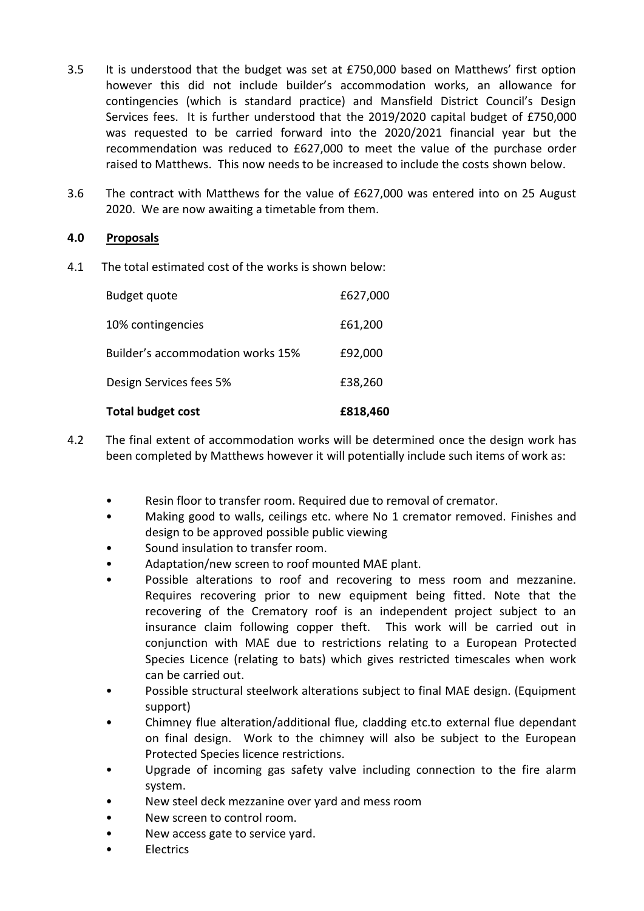3.5 It is understood that the budget was set at £750,000 based on Matthews' first option however this did not include builder's accommodation works, an allowance for contingencies (which is standard practice) and Mansfield District Council's Design Services fees. It is further understood that the 2019/2020 capital budget of £750,000 was requested to be carried forward into the 2020/2021 financial year but the recommendation was reduced to £627,000 to meet the value of the purchase order raised to Matthews. This now needs to be increased to include the costs shown below.

3.6 The contract with Matthews for the value of £627,000 was entered into on 25 August 2020. We are now awaiting a timetable from them.

## 4.0 Proposals

4.1 The total estimated cost of the works is shown below:

| | |
|---|---|
| Budget quote | £627,000 |
| 10% contingencies | £61,200 |
| Builder's accommodation works 15% | £92,000 |
| Design Services fees 5% | £38,260 |
| **Total budget cost** | **£818,460** |

4.2 The final extent of accommodation works will be determined once the design work has been completed by Matthews however it will potentially include such items of work as:

- Resin floor to transfer room. Required due to removal of cremator.
- Making good to walls, ceilings etc. where No 1 cremator removed. Finishes and design to be approved possible public viewing
- Sound insulation to transfer room.
- Adaptation/new screen to roof mounted MAE plant.
- Possible alterations to roof and recovering to mess room and mezzanine. Requires recovering prior to new equipment being fitted. Note that the recovering of the Crematory roof is an independent project subject to an insurance claim following copper theft. This work will be carried out in conjunction with MAE due to restrictions relating to a European Protected Species Licence (relating to bats) which gives restricted timescales when work can be carried out.
- Possible structural steelwork alterations subject to final MAE design. (Equipment support)
- Chimney flue alteration/additional flue, cladding etc.to external flue dependant on final design. Work to the chimney will also be subject to the European Protected Species licence restrictions.
- Upgrade of incoming gas safety valve including connection to the fire alarm system.
- New steel deck mezzanine over yard and mess room
- New screen to control room.
- New access gate to service yard.
- Electrics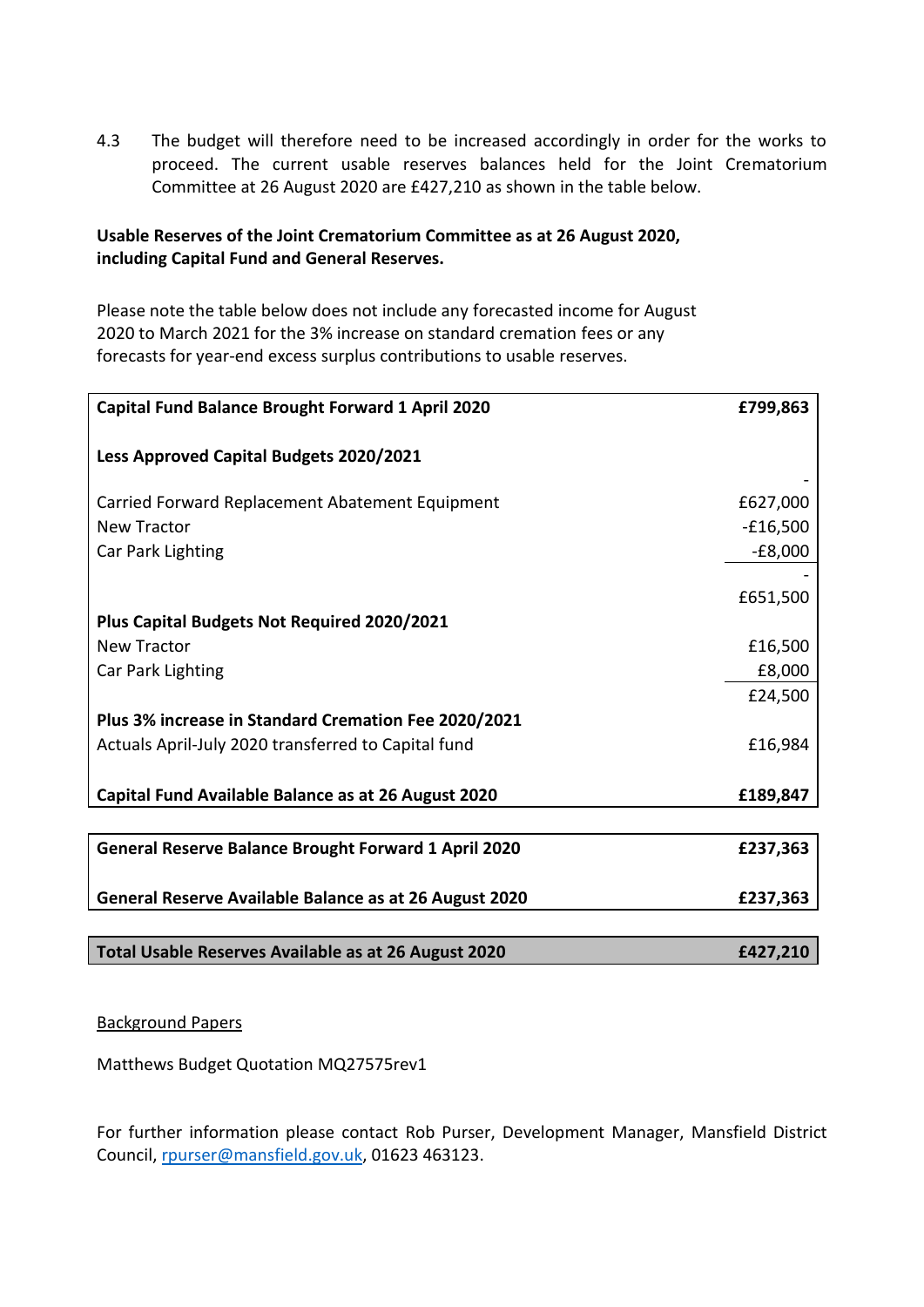4.3 The budget will therefore need to be increased accordingly in order for the works to proceed. The current usable reserves balances held for the Joint Crematorium Committee at 26 August 2020 are £427,210 as shown in the table below.

**Usable Reserves of the Joint Crematorium Committee as at 26 August 2020, including Capital Fund and General Reserves.**

Please note the table below does not include any forecasted income for August 2020 to March 2021 for the 3% increase on standard cremation fees or any forecasts for year-end excess surplus contributions to usable reserves.

| | |
|---|---|
| **Capital Fund Balance Brought Forward 1 April 2020** | **£799,863** |
| **Less Approved Capital Budgets 2020/2021** | - |
| Carried Forward Replacement Abatement Equipment | £627,000 |
| New Tractor | -£16,500 |
| Car Park Lighting | -£8,000 |
| | - |
| | £651,500 |
| **Plus Capital Budgets Not Required 2020/2021** | |
| New Tractor | £16,500 |
| Car Park Lighting | £8,000 |
| | £24,500 |
| **Plus 3% increase in Standard Cremation Fee 2020/2021** | |
| Actuals April-July 2020 transferred to Capital fund | £16,984 |
| **Capital Fund Available Balance as at 26 August 2020** | **£189,847** |

| | |
|---|---|
| **General Reserve Balance Brought Forward 1 April 2020** | **£237,363** |
| **General Reserve Available Balance as at 26 August 2020** | **£237,363** |

| | |
|---|---|
| **Total Usable Reserves Available as at 26 August 2020** | **£427,210** |

Background Papers

Matthews Budget Quotation MQ27575rev1

For further information please contact Rob Purser, Development Manager, Mansfield District Council, rpurser@mansfield.gov.uk, 01623 463123.